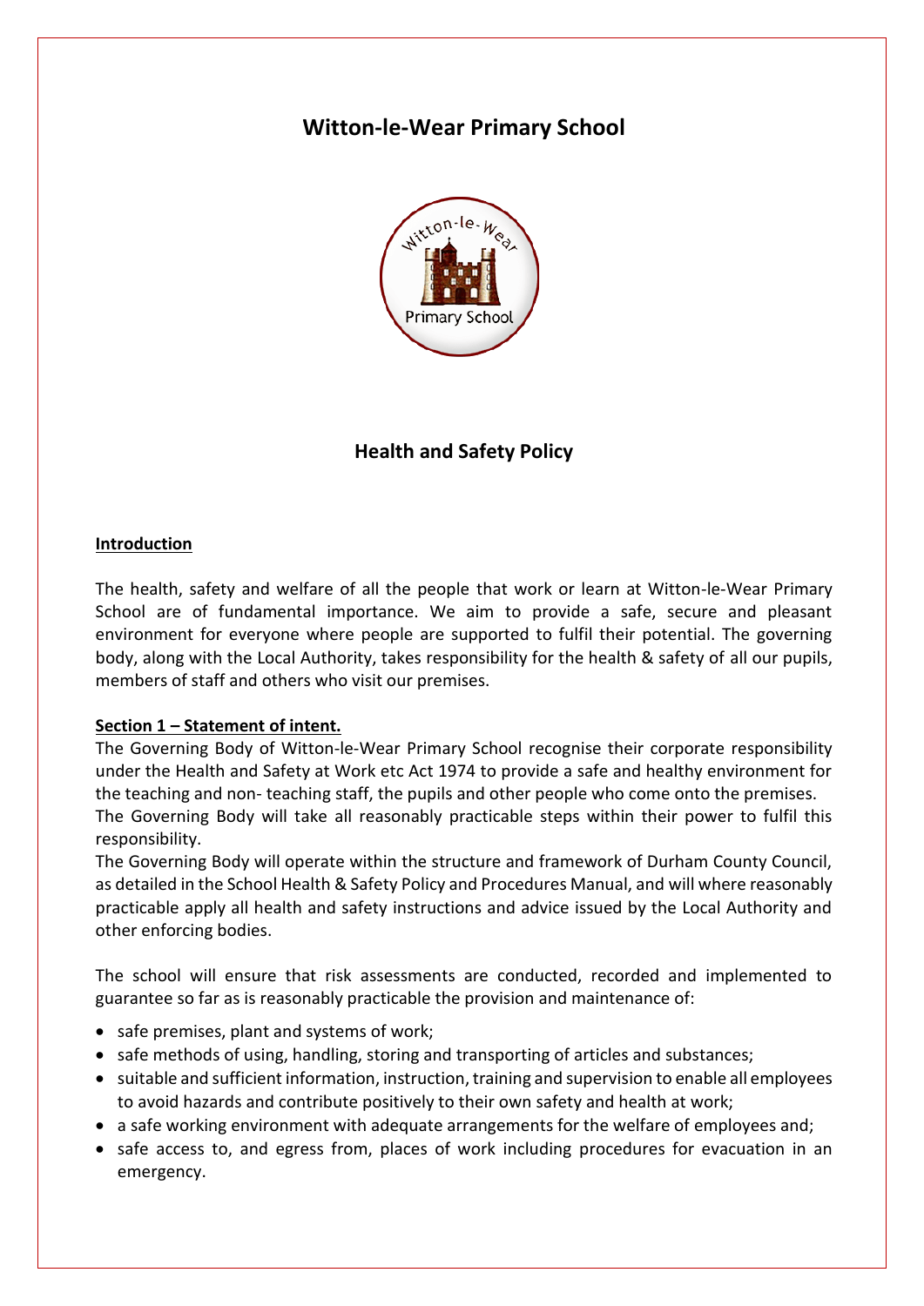# Witton-le-Wear Primary School

## Health and Safety Policy

**Introduction**

The health, safety and welfare of all the people that work or learn at Witton-le-Wear Primary School are of fundamental importance. We aim to provide a safe, secure and pleasant environment for everyone where people are supported to fulfil their potential. The governing body, along with the Local Authority, takes responsibility for the health & safety of all our pupils, members of staff and others who visit our premises.

**Section 1 – Statement of intent.**

The Governing Body of Witton-le-Wear Primary School recognise their corporate responsibility under the Health and Safety at Work etc Act 1974 to provide a safe and healthy environment for the teaching and non- teaching staff, the pupils and other people who come onto the premises.

The Governing Body will take all reasonably practicable steps within their power to fulfil this responsibility.

The Governing Body will operate within the structure and framework of Durham County Council, as detailed in the School Health & Safety Policy and Procedures Manual, and will where reasonably practicable apply all health and safety instructions and advice issued by the Local Authority and other enforcing bodies.

The school will ensure that risk assessments are conducted, recorded and implemented to guarantee so far as is reasonably practicable the provision and maintenance of:

- safe premises, plant and systems of work;
- safe methods of using, handling, storing and transporting of articles and substances;
- suitable and sufficient information, instruction, training and supervision to enable all employees to avoid hazards and contribute positively to their own safety and health at work;
- a safe working environment with adequate arrangements for the welfare of employees and;
- safe access to, and egress from, places of work including procedures for evacuation in an emergency.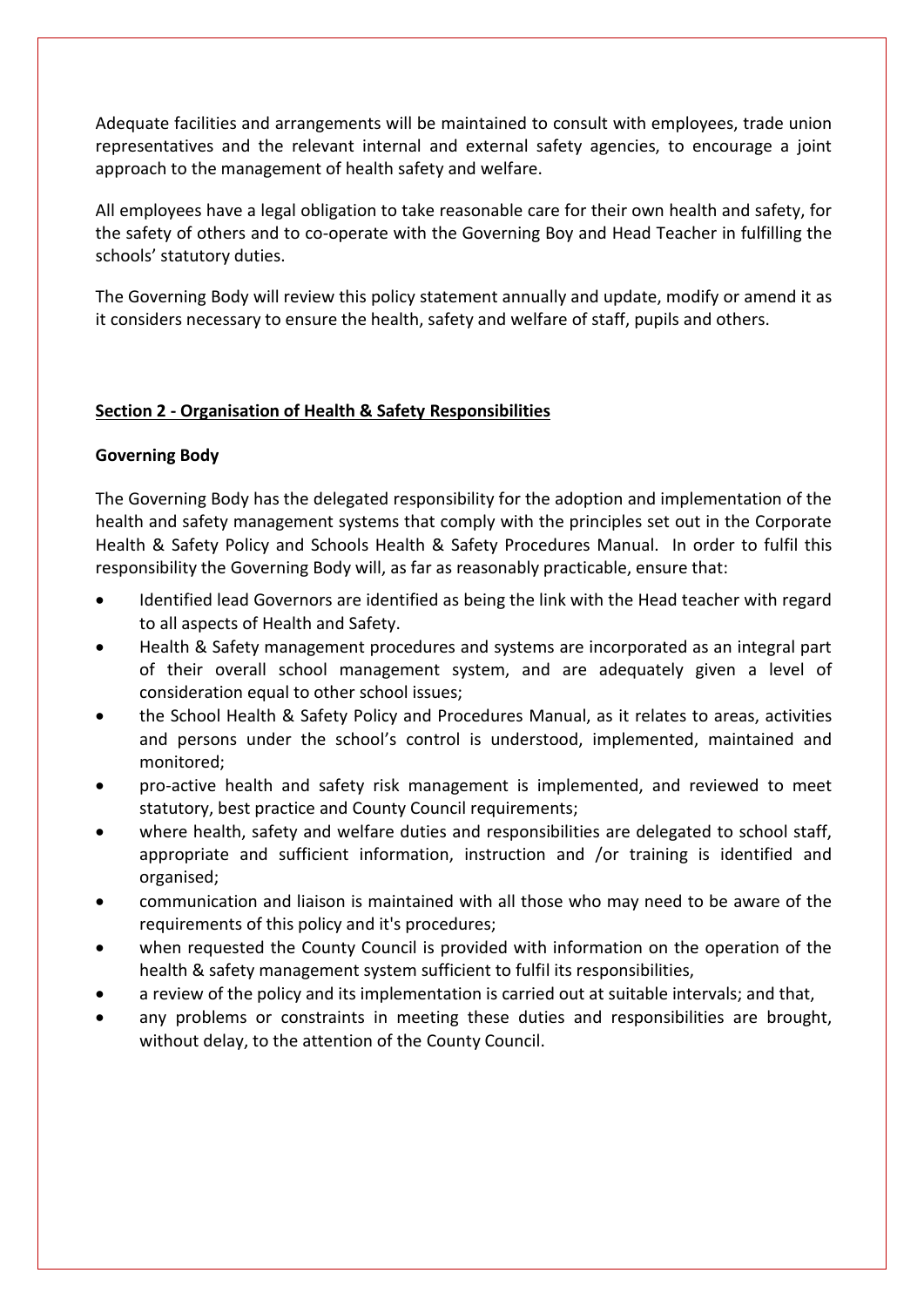Adequate facilities and arrangements will be maintained to consult with employees, trade union representatives and the relevant internal and external safety agencies, to encourage a joint approach to the management of health safety and welfare.

All employees have a legal obligation to take reasonable care for their own health and safety, for the safety of others and to co-operate with the Governing Boy and Head Teacher in fulfilling the schools' statutory duties.

The Governing Body will review this policy statement annually and update, modify or amend it as it considers necessary to ensure the health, safety and welfare of staff, pupils and others.

## <u>Section 2 - Organisation of Health & Safety Responsibilities</u>

**Governing Body**

The Governing Body has the delegated responsibility for the adoption and implementation of the health and safety management systems that comply with the principles set out in the Corporate Health & Safety Policy and Schools Health & Safety Procedures Manual. In order to fulfil this responsibility the Governing Body will, as far as reasonably practicable, ensure that:

- Identified lead Governors are identified as being the link with the Head teacher with regard to all aspects of Health and Safety.
- Health & Safety management procedures and systems are incorporated as an integral part of their overall school management system, and are adequately given a level of consideration equal to other school issues;
- the School Health & Safety Policy and Procedures Manual, as it relates to areas, activities and persons under the school's control is understood, implemented, maintained and monitored;
- pro-active health and safety risk management is implemented, and reviewed to meet statutory, best practice and County Council requirements;
- where health, safety and welfare duties and responsibilities are delegated to school staff, appropriate and sufficient information, instruction and /or training is identified and organised;
- communication and liaison is maintained with all those who may need to be aware of the requirements of this policy and it's procedures;
- when requested the County Council is provided with information on the operation of the health & safety management system sufficient to fulfil its responsibilities,
- a review of the policy and its implementation is carried out at suitable intervals; and that,
- any problems or constraints in meeting these duties and responsibilities are brought, without delay, to the attention of the County Council.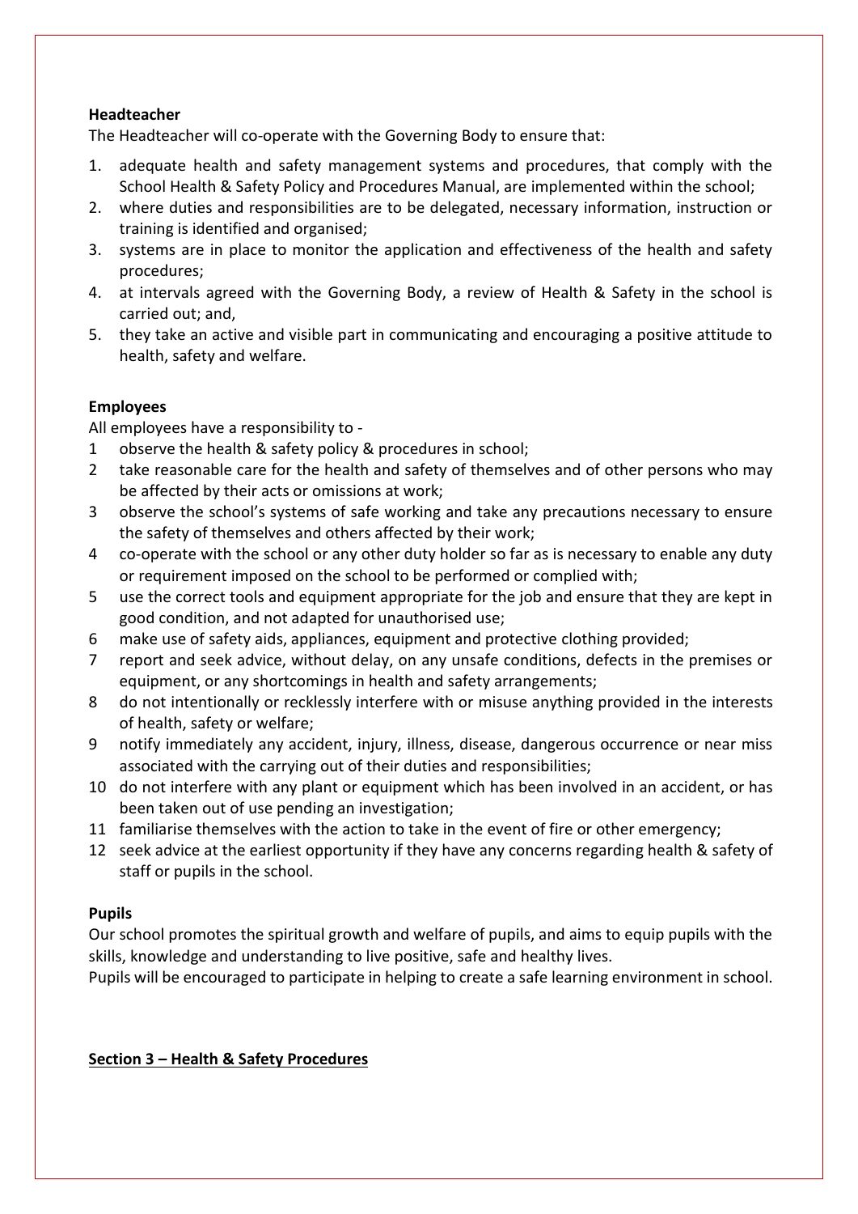**Headteacher**

The Headteacher will co-operate with the Governing Body to ensure that:

1. adequate health and safety management systems and procedures, that comply with the School Health & Safety Policy and Procedures Manual, are implemented within the school;
2. where duties and responsibilities are to be delegated, necessary information, instruction or training is identified and organised;
3. systems are in place to monitor the application and effectiveness of the health and safety procedures;
4. at intervals agreed with the Governing Body, a review of Health & Safety in the school is carried out; and,
5. they take an active and visible part in communicating and encouraging a positive attitude to health, safety and welfare.

**Employees**

All employees have a responsibility to -

1. observe the health & safety policy & procedures in school;
2. take reasonable care for the health and safety of themselves and of other persons who may be affected by their acts or omissions at work;
3. observe the school's systems of safe working and take any precautions necessary to ensure the safety of themselves and others affected by their work;
4. co-operate with the school or any other duty holder so far as is necessary to enable any duty or requirement imposed on the school to be performed or complied with;
5. use the correct tools and equipment appropriate for the job and ensure that they are kept in good condition, and not adapted for unauthorised use;
6. make use of safety aids, appliances, equipment and protective clothing provided;
7. report and seek advice, without delay, on any unsafe conditions, defects in the premises or equipment, or any shortcomings in health and safety arrangements;
8. do not intentionally or recklessly interfere with or misuse anything provided in the interests of health, safety or welfare;
9. notify immediately any accident, injury, illness, disease, dangerous occurrence or near miss associated with the carrying out of their duties and responsibilities;
10. do not interfere with any plant or equipment which has been involved in an accident, or has been taken out of use pending an investigation;
11. familiarise themselves with the action to take in the event of fire or other emergency;
12. seek advice at the earliest opportunity if they have any concerns regarding health & safety of staff or pupils in the school.

**Pupils**

Our school promotes the spiritual growth and welfare of pupils, and aims to equip pupils with the skills, knowledge and understanding to live positive, safe and healthy lives.

Pupils will be encouraged to participate in helping to create a safe learning environment in school.

## Section 3 – Health & Safety Procedures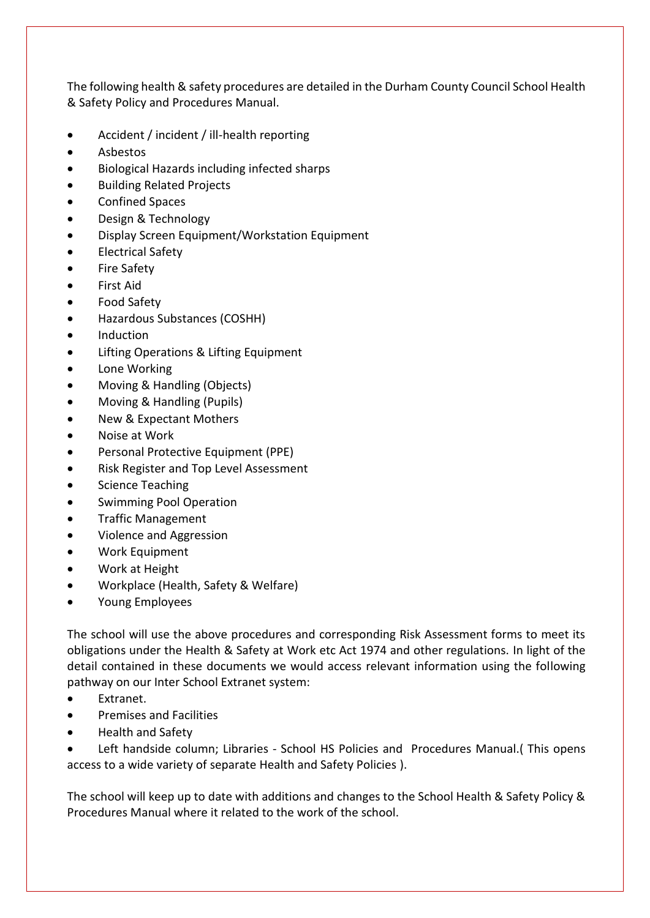The following health & safety procedures are detailed in the Durham County Council School Health & Safety Policy and Procedures Manual.

- Accident / incident / ill-health reporting
- Asbestos
- Biological Hazards including infected sharps
- Building Related Projects
- Confined Spaces
- Design & Technology
- Display Screen Equipment/Workstation Equipment
- Electrical Safety
- Fire Safety
- First Aid
- Food Safety
- Hazardous Substances (COSHH)
- Induction
- Lifting Operations & Lifting Equipment
- Lone Working
- Moving & Handling (Objects)
- Moving & Handling (Pupils)
- New & Expectant Mothers
- Noise at Work
- Personal Protective Equipment (PPE)
- Risk Register and Top Level Assessment
- Science Teaching
- Swimming Pool Operation
- Traffic Management
- Violence and Aggression
- Work Equipment
- Work at Height
- Workplace (Health, Safety & Welfare)
- Young Employees

The school will use the above procedures and corresponding Risk Assessment forms to meet its obligations under the Health & Safety at Work etc Act 1974 and other regulations. In light of the detail contained in these documents we would access relevant information using the following pathway on our Inter School Extranet system:

- Extranet.
- Premises and Facilities
- Health and Safety
- Left handside column; Libraries - School HS Policies and Procedures Manual.( This opens access to a wide variety of separate Health and Safety Policies ).

The school will keep up to date with additions and changes to the School Health & Safety Policy & Procedures Manual where it related to the work of the school.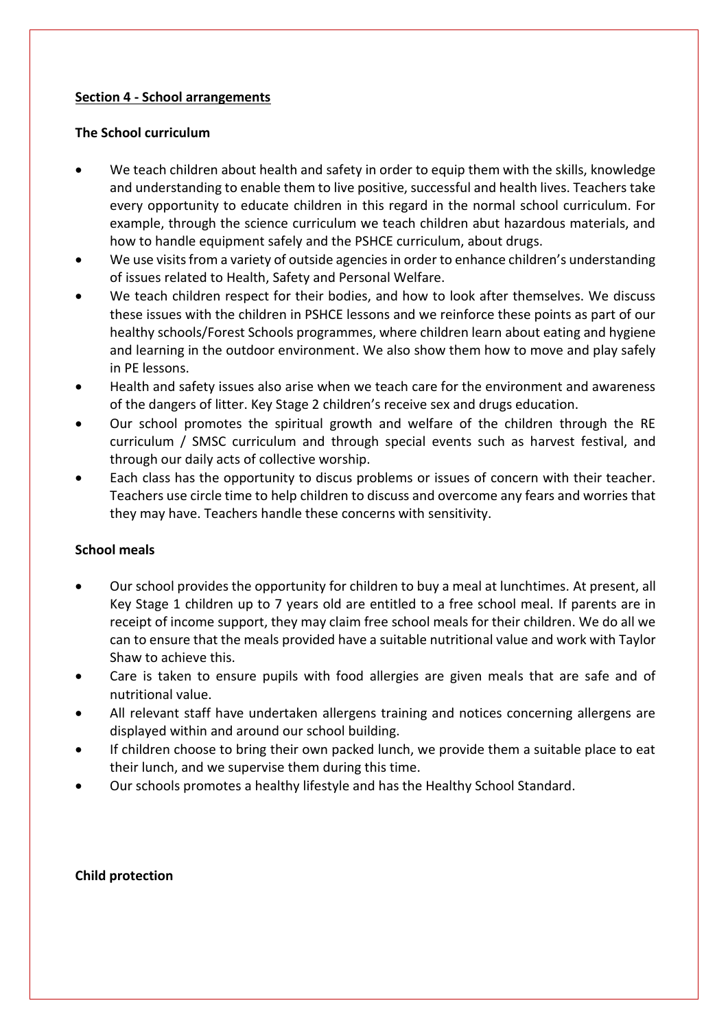**Section 4 - School arrangements**

**The School curriculum**

- We teach children about health and safety in order to equip them with the skills, knowledge and understanding to enable them to live positive, successful and health lives. Teachers take every opportunity to educate children in this regard in the normal school curriculum. For example, through the science curriculum we teach children abut hazardous materials, and how to handle equipment safely and the PSHCE curriculum, about drugs.
- We use visits from a variety of outside agencies in order to enhance children's understanding of issues related to Health, Safety and Personal Welfare.
- We teach children respect for their bodies, and how to look after themselves. We discuss these issues with the children in PSHCE lessons and we reinforce these points as part of our healthy schools/Forest Schools programmes, where children learn about eating and hygiene and learning in the outdoor environment. We also show them how to move and play safely in PE lessons.
- Health and safety issues also arise when we teach care for the environment and awareness of the dangers of litter. Key Stage 2 children's receive sex and drugs education.
- Our school promotes the spiritual growth and welfare of the children through the RE curriculum / SMSC curriculum and through special events such as harvest festival, and through our daily acts of collective worship.
- Each class has the opportunity to discus problems or issues of concern with their teacher. Teachers use circle time to help children to discuss and overcome any fears and worries that they may have. Teachers handle these concerns with sensitivity.

**School meals**

- Our school provides the opportunity for children to buy a meal at lunchtimes. At present, all Key Stage 1 children up to 7 years old are entitled to a free school meal. If parents are in receipt of income support, they may claim free school meals for their children. We do all we can to ensure that the meals provided have a suitable nutritional value and work with Taylor Shaw to achieve this.
- Care is taken to ensure pupils with food allergies are given meals that are safe and of nutritional value.
- All relevant staff have undertaken allergens training and notices concerning allergens are displayed within and around our school building.
- If children choose to bring their own packed lunch, we provide them a suitable place to eat their lunch, and we supervise them during this time.
- Our schools promotes a healthy lifestyle and has the Healthy School Standard.

**Child protection**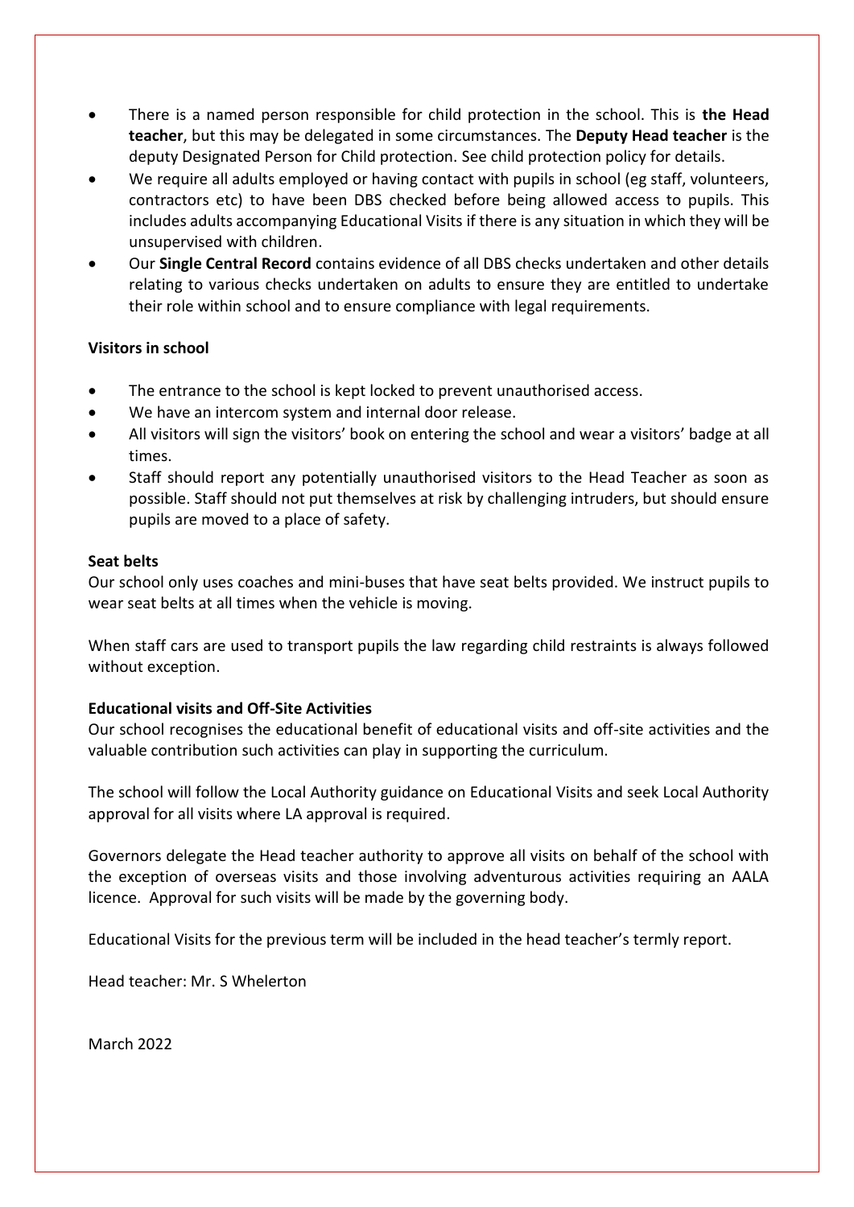- There is a named person responsible for child protection in the school. This is **the Head teacher**, but this may be delegated in some circumstances. The **Deputy Head teacher** is the deputy Designated Person for Child protection. See child protection policy for details.
- We require all adults employed or having contact with pupils in school (eg staff, volunteers, contractors etc) to have been DBS checked before being allowed access to pupils. This includes adults accompanying Educational Visits if there is any situation in which they will be unsupervised with children.
- Our **Single Central Record** contains evidence of all DBS checks undertaken and other details relating to various checks undertaken on adults to ensure they are entitled to undertake their role within school and to ensure compliance with legal requirements.

**Visitors in school**

- The entrance to the school is kept locked to prevent unauthorised access.
- We have an intercom system and internal door release.
- All visitors will sign the visitors' book on entering the school and wear a visitors' badge at all times.
- Staff should report any potentially unauthorised visitors to the Head Teacher as soon as possible. Staff should not put themselves at risk by challenging intruders, but should ensure pupils are moved to a place of safety.

**Seat belts**

Our school only uses coaches and mini-buses that have seat belts provided. We instruct pupils to wear seat belts at all times when the vehicle is moving.

When staff cars are used to transport pupils the law regarding child restraints is always followed without exception.

**Educational visits and Off-Site Activities**

Our school recognises the educational benefit of educational visits and off-site activities and the valuable contribution such activities can play in supporting the curriculum.

The school will follow the Local Authority guidance on Educational Visits and seek Local Authority approval for all visits where LA approval is required.

Governors delegate the Head teacher authority to approve all visits on behalf of the school with the exception of overseas visits and those involving adventurous activities requiring an AALA licence. Approval for such visits will be made by the governing body.

Educational Visits for the previous term will be included in the head teacher's termly report.

Head teacher: Mr. S Whelerton

March 2022